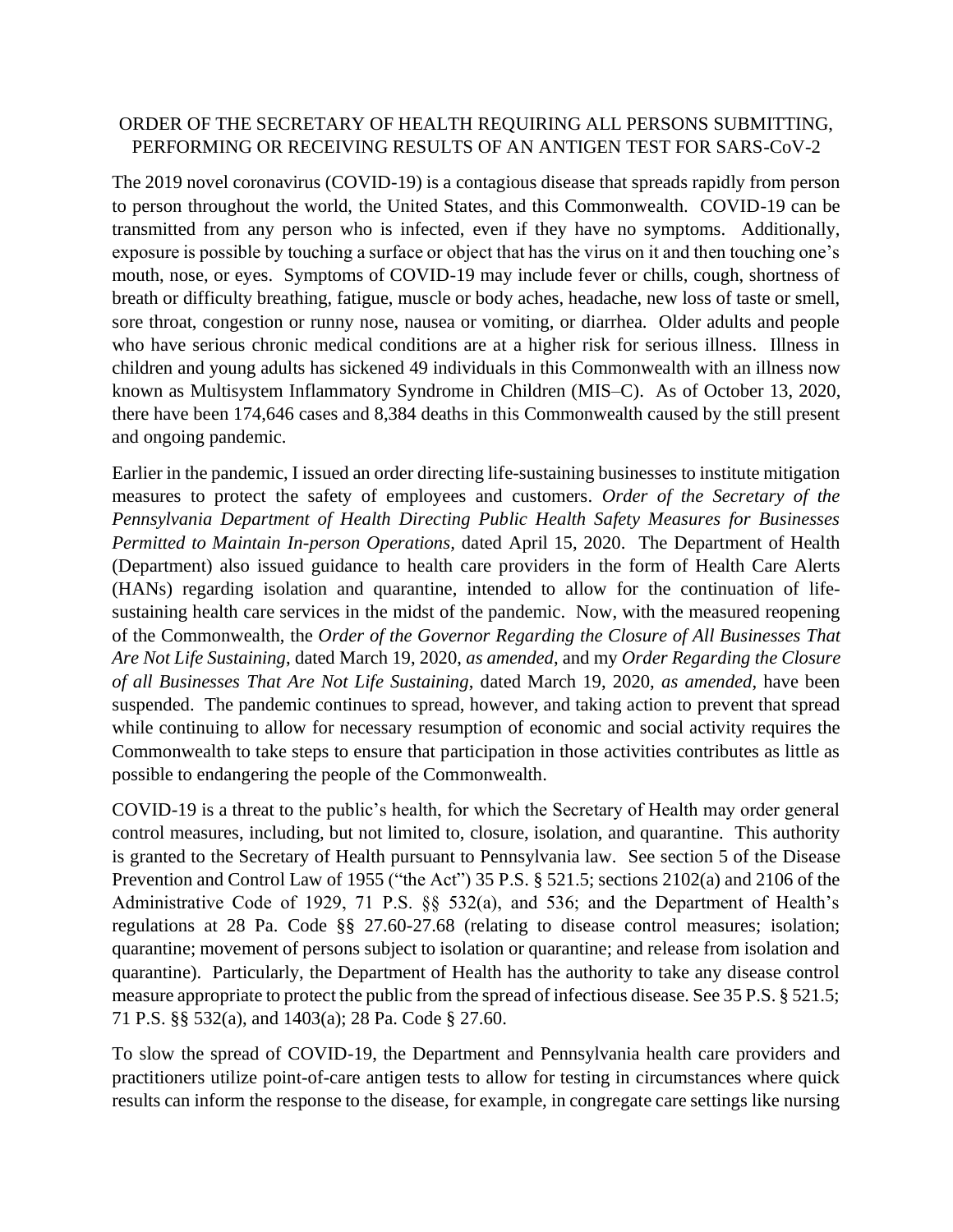# ORDER OF THE SECRETARY OF HEALTH REQUIRING ALL PERSONS SUBMITTING, PERFORMING OR RECEIVING RESULTS OF AN ANTIGEN TEST FOR SARS-CoV-2

The 2019 novel coronavirus (COVID-19) is a contagious disease that spreads rapidly from person to person throughout the world, the United States, and this Commonwealth. COVID-19 can be transmitted from any person who is infected, even if they have no symptoms. Additionally, exposure is possible by touching a surface or object that has the virus on it and then touching one's mouth, nose, or eyes. Symptoms of COVID-19 may include fever or chills, cough, shortness of breath or difficulty breathing, fatigue, muscle or body aches, headache, new loss of taste or smell, sore throat, congestion or runny nose, nausea or vomiting, or diarrhea. Older adults and people who have serious chronic medical conditions are at a higher risk for serious illness. Illness in children and young adults has sickened 49 individuals in this Commonwealth with an illness now known as Multisystem Inflammatory Syndrome in Children (MIS–C). As of October 13, 2020, there have been 174,646 cases and 8,384 deaths in this Commonwealth caused by the still present and ongoing pandemic.

Earlier in the pandemic, I issued an order directing life-sustaining businesses to institute mitigation measures to protect the safety of employees and customers. *Order of the Secretary of the Pennsylvania Department of Health Directing Public Health Safety Measures for Businesses Permitted to Maintain In-person Operations*, dated April 15, 2020. The Department of Health (Department) also issued guidance to health care providers in the form of Health Care Alerts (HANs) regarding isolation and quarantine, intended to allow for the continuation of life-sustaining health care services in the midst of the pandemic. Now, with the measured reopening of the Commonwealth, the *Order of the Governor Regarding the Closure of All Businesses That Are Not Life Sustaining*, dated March 19, 2020, *as amended*, and my *Order Regarding the Closure of all Businesses That Are Not Life Sustaining*, dated March 19, 2020, *as amended*, have been suspended. The pandemic continues to spread, however, and taking action to prevent that spread while continuing to allow for necessary resumption of economic and social activity requires the Commonwealth to take steps to ensure that participation in those activities contributes as little as possible to endangering the people of the Commonwealth.

COVID-19 is a threat to the public's health, for which the Secretary of Health may order general control measures, including, but not limited to, closure, isolation, and quarantine. This authority is granted to the Secretary of Health pursuant to Pennsylvania law. See section 5 of the Disease Prevention and Control Law of 1955 ("the Act") 35 P.S. § 521.5; sections 2102(a) and 2106 of the Administrative Code of 1929, 71 P.S. §§ 532(a), and 536; and the Department of Health's regulations at 28 Pa. Code §§ 27.60-27.68 (relating to disease control measures; isolation; quarantine; movement of persons subject to isolation or quarantine; and release from isolation and quarantine). Particularly, the Department of Health has the authority to take any disease control measure appropriate to protect the public from the spread of infectious disease. See 35 P.S. § 521.5; 71 P.S. §§ 532(a), and 1403(a); 28 Pa. Code § 27.60.

To slow the spread of COVID-19, the Department and Pennsylvania health care providers and practitioners utilize point-of-care antigen tests to allow for testing in circumstances where quick results can inform the response to the disease, for example, in congregate care settings like nursing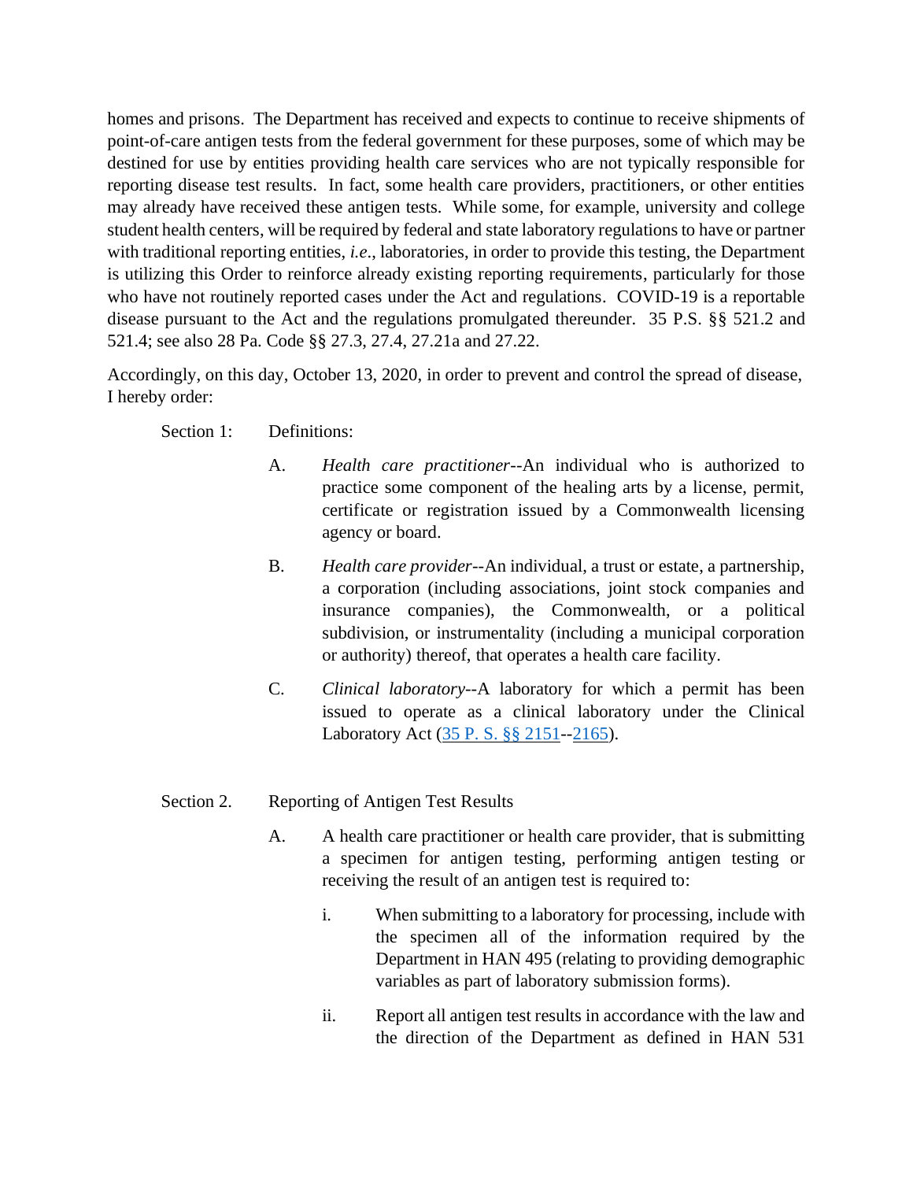homes and prisons. The Department has received and expects to continue to receive shipments of point-of-care antigen tests from the federal government for these purposes, some of which may be destined for use by entities providing health care services who are not typically responsible for reporting disease test results. In fact, some health care providers, practitioners, or other entities may already have received these antigen tests. While some, for example, university and college student health centers, will be required by federal and state laboratory regulations to have or partner with traditional reporting entities, *i.e*., laboratories, in order to provide this testing, the Department is utilizing this Order to reinforce already existing reporting requirements, particularly for those who have not routinely reported cases under the Act and regulations. COVID-19 is a reportable disease pursuant to the Act and the regulations promulgated thereunder. 35 P.S. §§ 521.2 and 521.4; see also 28 Pa. Code §§ 27.3, 27.4, 27.21a and 27.22.

Accordingly, on this day, October 13, 2020, in order to prevent and control the spread of disease, I hereby order:

Section 1: Definitions:

A. *Health care practitioner*--An individual who is authorized to practice some component of the healing arts by a license, permit, certificate or registration issued by a Commonwealth licensing agency or board.

B. *Health care provider*--An individual, a trust or estate, a partnership, a corporation (including associations, joint stock companies and insurance companies), the Commonwealth, or a political subdivision, or instrumentality (including a municipal corporation or authority) thereof, that operates a health care facility.

C. *Clinical laboratory*--A laboratory for which a permit has been issued to operate as a clinical laboratory under the Clinical Laboratory Act (35 P. S. §§ 2151--2165).

Section 2. Reporting of Antigen Test Results

A. A health care practitioner or health care provider, that is submitting a specimen for antigen testing, performing antigen testing or receiving the result of an antigen test is required to:

i. When submitting to a laboratory for processing, include with the specimen all of the information required by the Department in HAN 495 (relating to providing demographic variables as part of laboratory submission forms).

ii. Report all antigen test results in accordance with the law and the direction of the Department as defined in HAN 531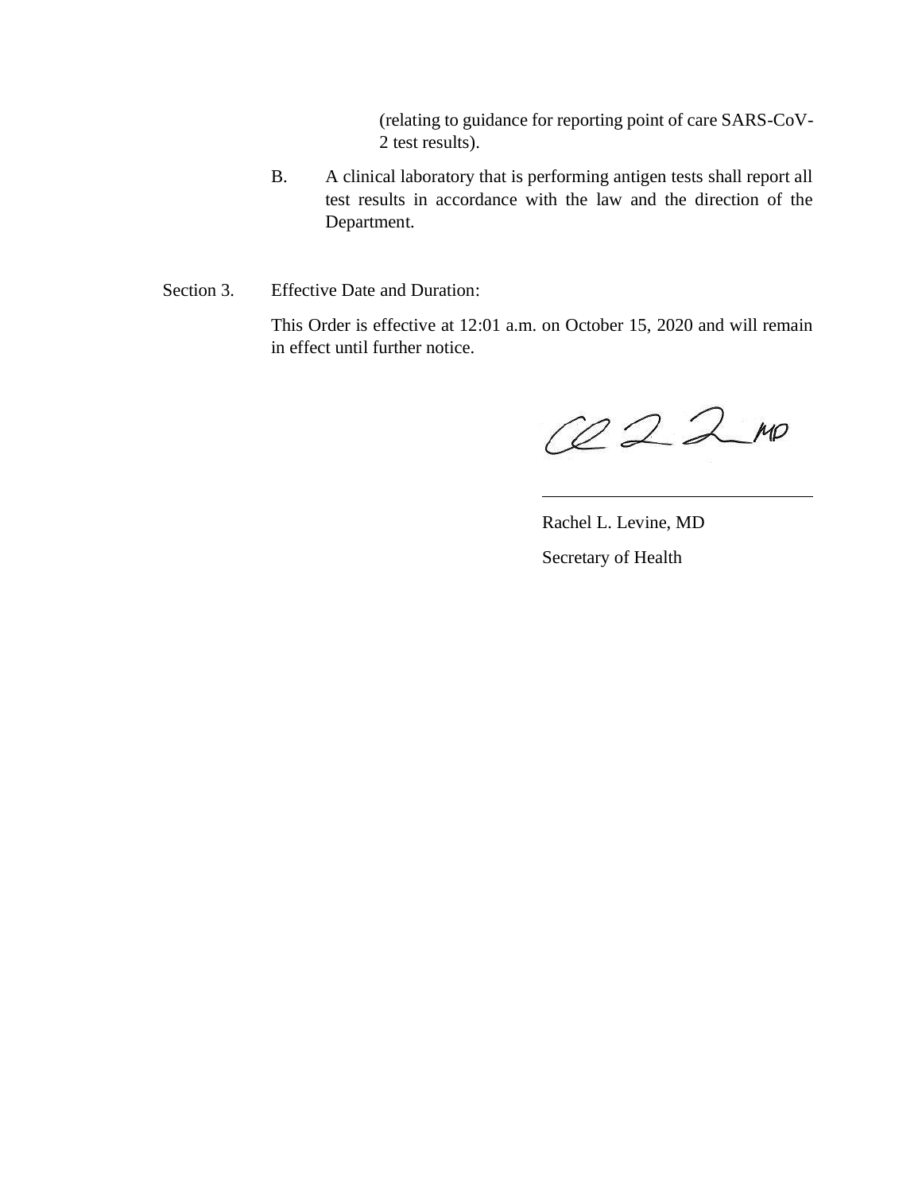(relating to guidance for reporting point of care SARS-CoV-2 test results).

B. A clinical laboratory that is performing antigen tests shall report all test results in accordance with the law and the direction of the Department.

Section 3. Effective Date and Duration:

This Order is effective at 12:01 a.m. on October 15, 2020 and will remain in effect until further notice.

Rachel L. Levine, MD

Secretary of Health